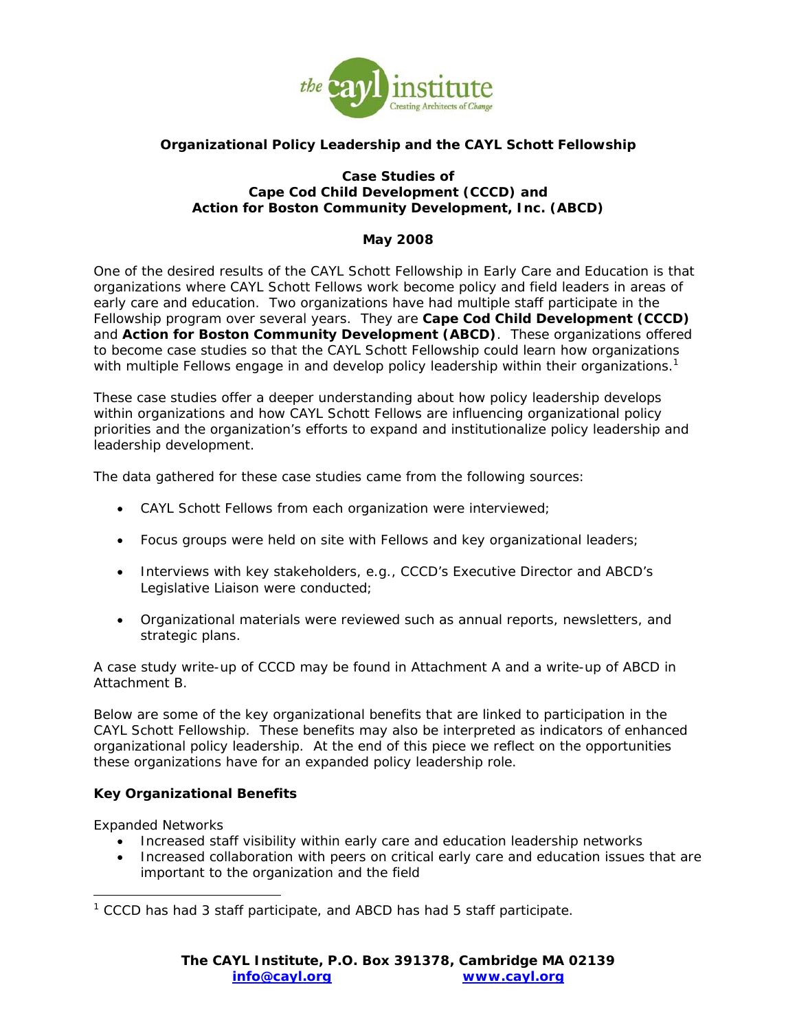# Organizational Policy Leadership and the CAYL Schott Fellowship

## Case Studies of
## Cape Cod Child Development (CCCD) and
## Action for Boston Community Development, Inc. (ABCD)

**May 2008**

One of the desired results of the CAYL Schott Fellowship in Early Care and Education is that organizations where CAYL Schott Fellows work become policy and field leaders in areas of early care and education. Two organizations have had multiple staff participate in the Fellowship program over several years. They are **Cape Cod Child Development (CCCD)** and **Action for Boston Community Development (ABCD)**. These organizations offered to become case studies so that the CAYL Schott Fellowship could learn how organizations with multiple Fellows engage in and develop policy leadership within their organizations.[1]

These case studies offer a deeper understanding about how policy leadership develops within organizations and how CAYL Schott Fellows are influencing organizational policy priorities and the organization's efforts to expand and institutionalize policy leadership and leadership development.

The data gathered for these case studies came from the following sources:

- CAYL Schott Fellows from each organization were interviewed;
- Focus groups were held on site with Fellows and key organizational leaders;
- Interviews with key stakeholders, e.g., CCCD's Executive Director and ABCD's Legislative Liaison were conducted;
- Organizational materials were reviewed such as annual reports, newsletters, and strategic plans.

A case study write-up of CCCD may be found in Attachment A and a write-up of ABCD in Attachment B.

Below are some of the key organizational benefits that are linked to participation in the CAYL Schott Fellowship. These benefits may also be interpreted as indicators of enhanced organizational policy leadership. At the end of this piece we reflect on the opportunities these organizations have for an expanded policy leadership role.

### Key Organizational Benefits

Expanded Networks

- Increased staff visibility within early care and education leadership networks
- Increased collaboration with peers on critical early care and education issues that are important to the organization and the field

[1] CCCD has had 3 staff participate, and ABCD has had 5 staff participate.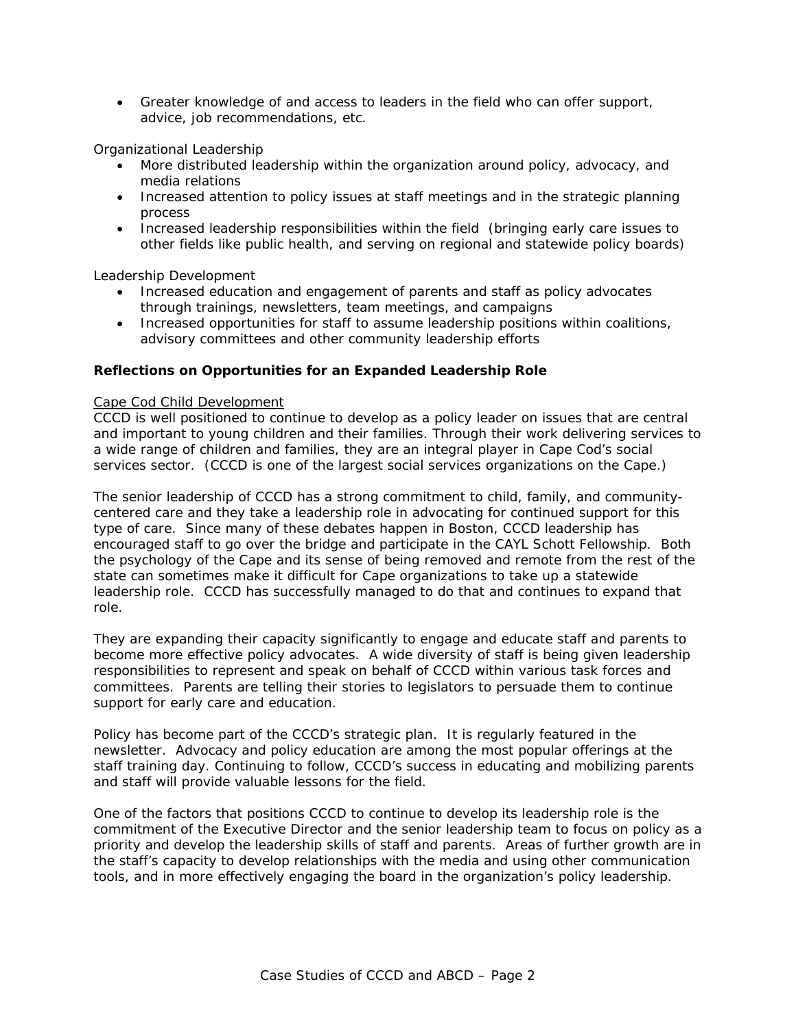- Greater knowledge of and access to leaders in the field who can offer support, advice, job recommendations, etc.

Organizational Leadership

- More distributed leadership within the organization around policy, advocacy, and media relations
- Increased attention to policy issues at staff meetings and in the strategic planning process
- Increased leadership responsibilities within the field (bringing early care issues to other fields like public health, and serving on regional and statewide policy boards)

Leadership Development

- Increased education and engagement of parents and staff as policy advocates through trainings, newsletters, team meetings, and campaigns
- Increased opportunities for staff to assume leadership positions within coalitions, advisory committees and other community leadership efforts

**Reflections on Opportunities for an Expanded Leadership Role**

<u>Cape Cod Child Development</u>

CCCD is well positioned to continue to develop as a policy leader on issues that are central and important to young children and their families. Through their work delivering services to a wide range of children and families, they are an integral player in Cape Cod's social services sector. (CCCD is one of the largest social services organizations on the Cape.)

The senior leadership of CCCD has a strong commitment to child, family, and community-centered care and they take a leadership role in advocating for continued support for this type of care. Since many of these debates happen in Boston, CCCD leadership has encouraged staff to go over the bridge and participate in the CAYL Schott Fellowship. Both the psychology of the Cape and its sense of being removed and remote from the rest of the state can sometimes make it difficult for Cape organizations to take up a statewide leadership role. CCCD has successfully managed to do that and continues to expand that role.

They are expanding their capacity significantly to engage and educate staff and parents to become more effective policy advocates. A wide diversity of staff is being given leadership responsibilities to represent and speak on behalf of CCCD within various task forces and committees. Parents are telling their stories to legislators to persuade them to continue support for early care and education.

Policy has become part of the CCCD's strategic plan. It is regularly featured in the newsletter. Advocacy and policy education are among the most popular offerings at the staff training day. Continuing to follow, CCCD's success in educating and mobilizing parents and staff will provide valuable lessons for the field.

One of the factors that positions CCCD to continue to develop its leadership role is the commitment of the Executive Director and the senior leadership team to focus on policy as a priority and develop the leadership skills of staff and parents. Areas of further growth are in the staff's capacity to develop relationships with the media and using other communication tools, and in more effectively engaging the board in the organization's policy leadership.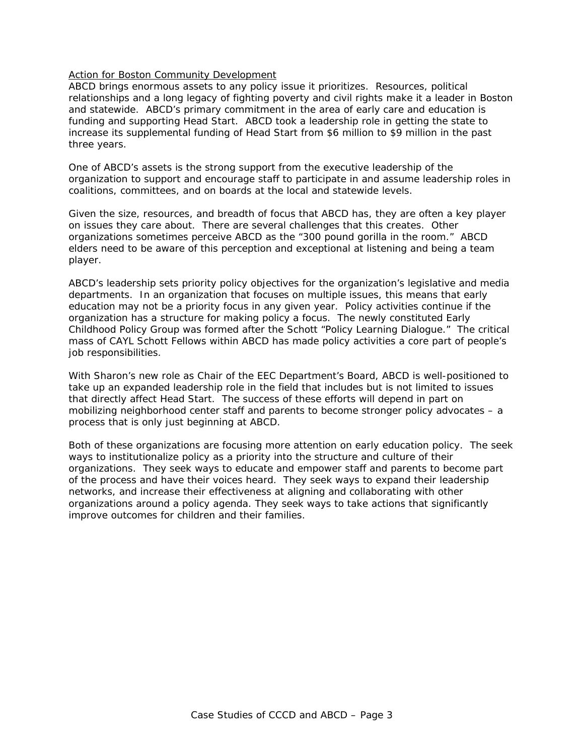<u>Action for Boston Community Development</u>

ABCD brings enormous assets to any policy issue it prioritizes. Resources, political relationships and a long legacy of fighting poverty and civil rights make it a leader in Boston and statewide. ABCD's primary commitment in the area of early care and education is funding and supporting Head Start. ABCD took a leadership role in getting the state to increase its supplemental funding of Head Start from $6 million to $9 million in the past three years.

One of ABCD's assets is the strong support from the executive leadership of the organization to support and encourage staff to participate in and assume leadership roles in coalitions, committees, and on boards at the local and statewide levels.

Given the size, resources, and breadth of focus that ABCD has, they are often a key player on issues they care about. There are several challenges that this creates. Other organizations sometimes perceive ABCD as the "300 pound gorilla in the room." ABCD elders need to be aware of this perception and exceptional at listening and being a team player.

ABCD's leadership sets priority policy objectives for the organization's legislative and media departments. In an organization that focuses on multiple issues, this means that early education may not be a priority focus in any given year. Policy activities continue if the organization has a structure for making policy a focus. The newly constituted Early Childhood Policy Group was formed after the Schott "Policy Learning Dialogue." The critical mass of CAYL Schott Fellows within ABCD has made policy activities a core part of people's job responsibilities.

With Sharon's new role as Chair of the EEC Department's Board, ABCD is well-positioned to take up an expanded leadership role in the field that includes but is not limited to issues that directly affect Head Start. The success of these efforts will depend in part on mobilizing neighborhood center staff and parents to become stronger policy advocates – a process that is only just beginning at ABCD.

Both of these organizations are focusing more attention on early education policy. The seek ways to institutionalize policy as a priority into the structure and culture of their organizations. They seek ways to educate and empower staff and parents to become part of the process and have their voices heard. They seek ways to expand their leadership networks, and increase their effectiveness at aligning and collaborating with other organizations around a policy agenda. They seek ways to take actions that significantly improve outcomes for children and their families.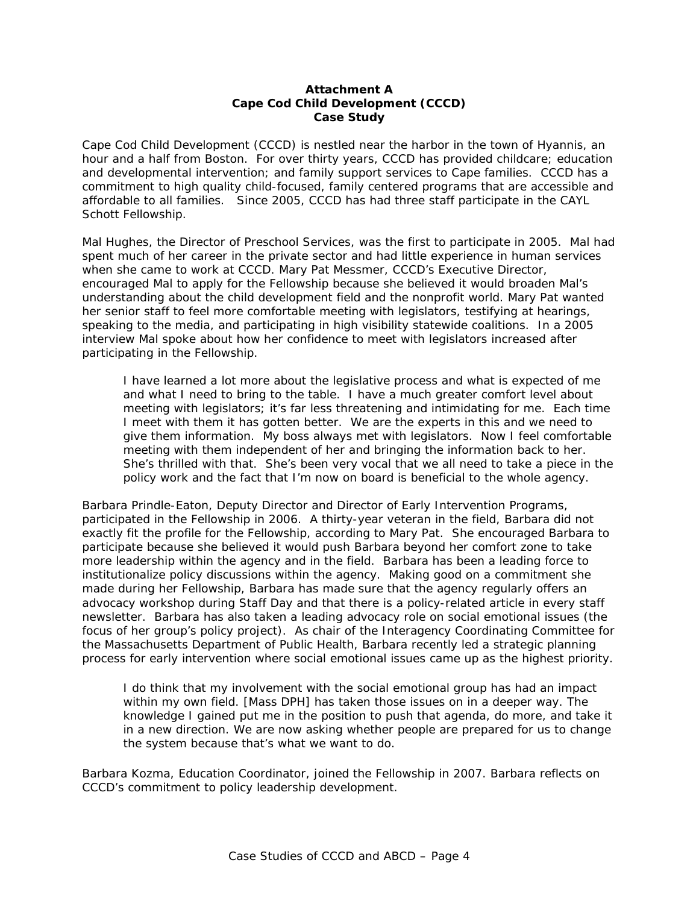**Attachment A**
**Cape Cod Child Development (CCCD)**
**Case Study**

Cape Cod Child Development (CCCD) is nestled near the harbor in the town of Hyannis, an hour and a half from Boston. For over thirty years, CCCD has provided childcare; education and developmental intervention; and family support services to Cape families. CCCD has a commitment to high quality child-focused, family centered programs that are accessible and affordable to all families. Since 2005, CCCD has had three staff participate in the CAYL Schott Fellowship.

Mal Hughes, the Director of Preschool Services, was the first to participate in 2005. Mal had spent much of her career in the private sector and had little experience in human services when she came to work at CCCD. Mary Pat Messmer, CCCD's Executive Director, encouraged Mal to apply for the Fellowship because she believed it would broaden Mal's understanding about the child development field and the nonprofit world. Mary Pat wanted her senior staff to feel more comfortable meeting with legislators, testifying at hearings, speaking to the media, and participating in high visibility statewide coalitions. In a 2005 interview Mal spoke about how her confidence to meet with legislators increased after participating in the Fellowship.

> I have learned a lot more about the legislative process and what is expected of me and what I need to bring to the table. I have a much greater comfort level about meeting with legislators; it's far less threatening and intimidating for me. Each time I meet with them it has gotten better. We are the experts in this and we need to give them information. My boss always met with legislators. Now I feel comfortable meeting with them independent of her and bringing the information back to her. She's thrilled with that. She's been very vocal that we all need to take a piece in the policy work and the fact that I'm now on board is beneficial to the whole agency.

Barbara Prindle-Eaton, Deputy Director and Director of Early Intervention Programs, participated in the Fellowship in 2006. A thirty-year veteran in the field, Barbara did not exactly fit the profile for the Fellowship, according to Mary Pat. She encouraged Barbara to participate because she believed it would push Barbara beyond her comfort zone to take more leadership within the agency and in the field. Barbara has been a leading force to institutionalize policy discussions within the agency. Making good on a commitment she made during her Fellowship, Barbara has made sure that the agency regularly offers an advocacy workshop during Staff Day and that there is a policy-related article in every staff newsletter. Barbara has also taken a leading advocacy role on social emotional issues (the focus of her group's policy project). As chair of the Interagency Coordinating Committee for the Massachusetts Department of Public Health, Barbara recently led a strategic planning process for early intervention where social emotional issues came up as the highest priority.

> I do think that my involvement with the social emotional group has had an impact within my own field. [Mass DPH] has taken those issues on in a deeper way. The knowledge I gained put me in the position to push that agenda, do more, and take it in a new direction. We are now asking whether people are prepared for us to change the system because that's what we want to do.

Barbara Kozma, Education Coordinator, joined the Fellowship in 2007. Barbara reflects on CCCD's commitment to policy leadership development.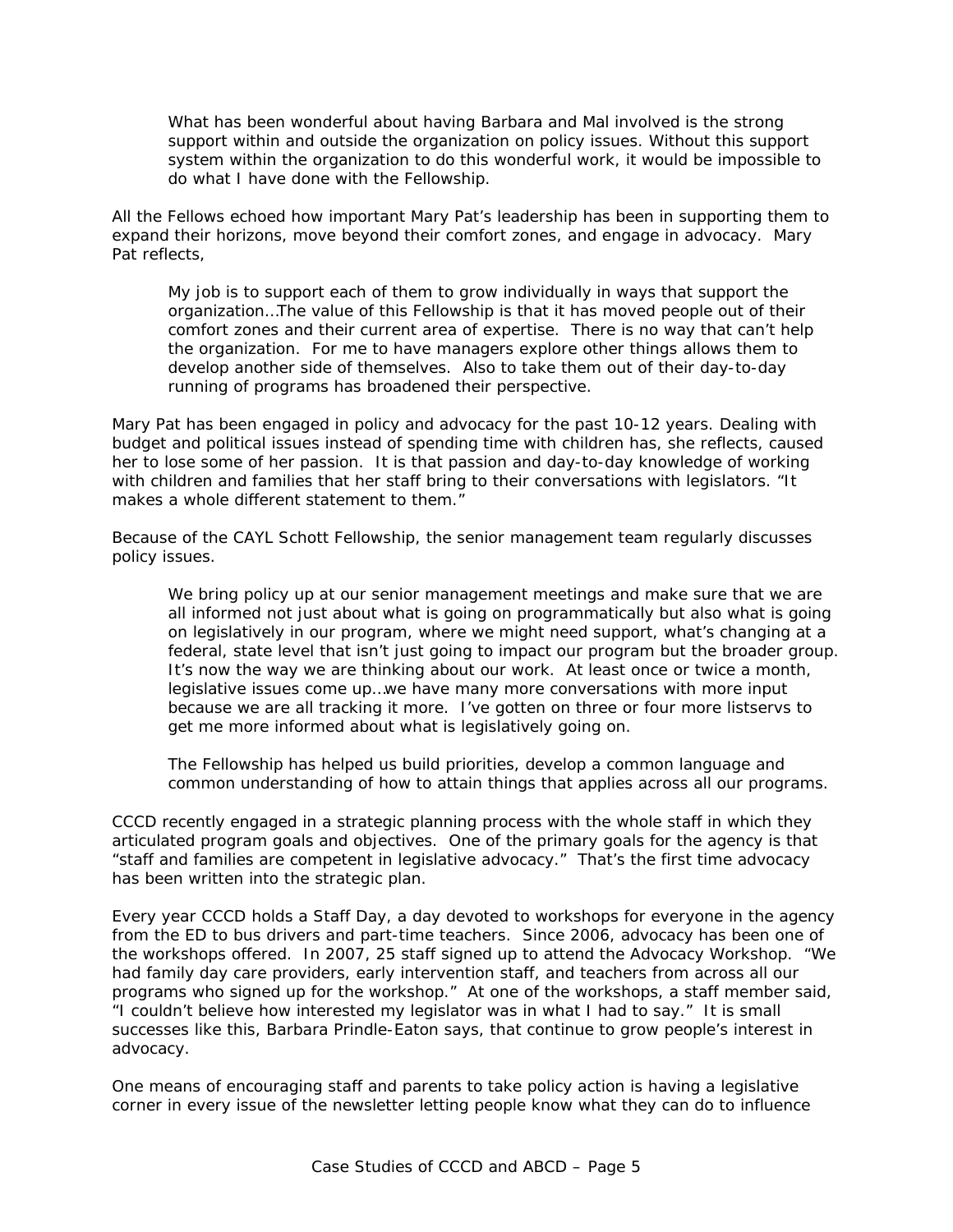> What has been wonderful about having Barbara and Mal involved is the strong support within and outside the organization on policy issues. Without this support system within the organization to do this wonderful work, it would be impossible to do what I have done with the Fellowship.

All the Fellows echoed how important Mary Pat's leadership has been in supporting them to expand their horizons, move beyond their comfort zones, and engage in advocacy. Mary Pat reflects,

> My job is to support each of them to grow individually in ways that support the organization…The value of this Fellowship is that it has moved people out of their comfort zones and their current area of expertise. There is no way that can't help the organization. For me to have managers explore other things allows them to develop another side of themselves. Also to take them out of their day-to-day running of programs has broadened their perspective.

Mary Pat has been engaged in policy and advocacy for the past 10-12 years. Dealing with budget and political issues instead of spending time with children has, she reflects, caused her to lose some of her passion. It is that passion and day-to-day knowledge of working with children and families that her staff bring to their conversations with legislators. "It makes a whole different statement to them."

Because of the CAYL Schott Fellowship, the senior management team regularly discusses policy issues.

> We bring policy up at our senior management meetings and make sure that we are all informed not just about what is going on programmatically but also what is going on legislatively in our program, where we might need support, what's changing at a federal, state level that isn't just going to impact our program but the broader group. It's now the way we are thinking about our work. At least once or twice a month, legislative issues come up…we have many more conversations with more input because we are all tracking it more. I've gotten on three or four more listservs to get me more informed about what is legislatively going on.
>
> The Fellowship has helped us build priorities, develop a common language and common understanding of how to attain things that applies across all our programs.

CCCD recently engaged in a strategic planning process with the whole staff in which they articulated program goals and objectives. One of the primary goals for the agency is that "staff and families are competent in legislative advocacy." That's the first time advocacy has been written into the strategic plan.

Every year CCCD holds a Staff Day, a day devoted to workshops for everyone in the agency from the ED to bus drivers and part-time teachers. Since 2006, advocacy has been one of the workshops offered. In 2007, 25 staff signed up to attend the Advocacy Workshop. "We had family day care providers, early intervention staff, and teachers from across all our programs who signed up for the workshop." At one of the workshops, a staff member said, "I couldn't believe how interested my legislator was in what I had to say." It is small successes like this, Barbara Prindle-Eaton says, that continue to grow people's interest in advocacy.

One means of encouraging staff and parents to take policy action is having a legislative corner in every issue of the newsletter letting people know what they can do to influence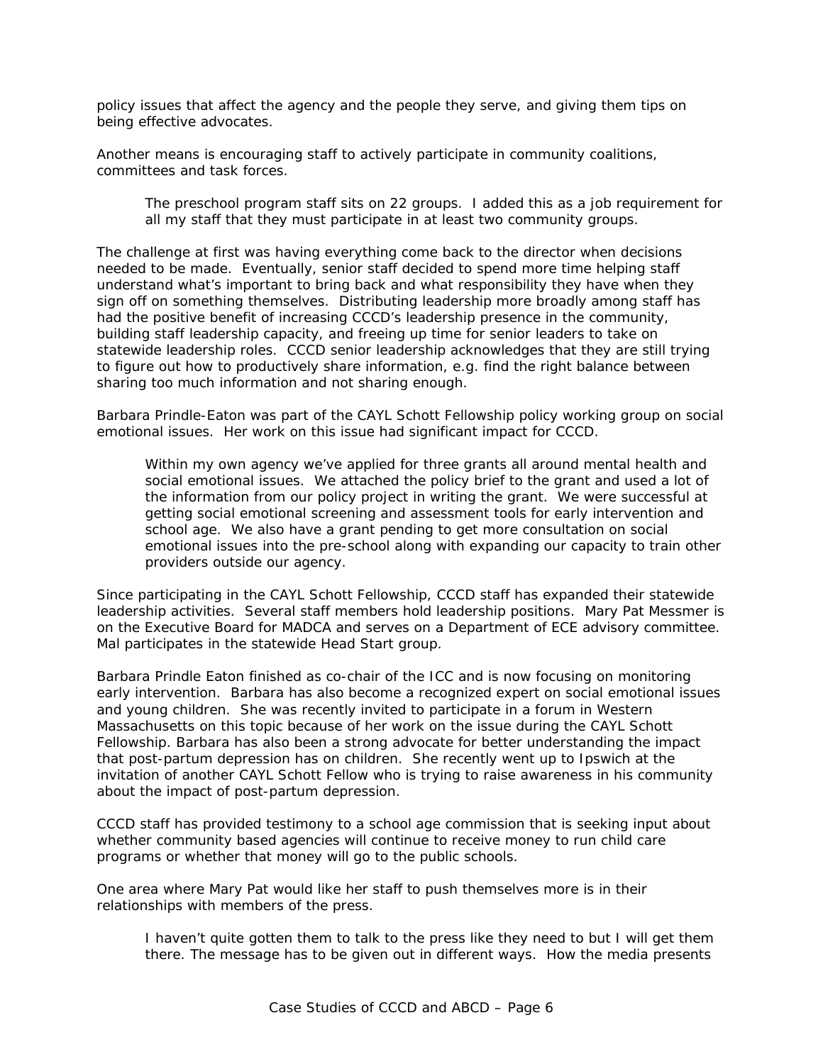policy issues that affect the agency and the people they serve, and giving them tips on being effective advocates.

Another means is encouraging staff to actively participate in community coalitions, committees and task forces.

> The preschool program staff sits on 22 groups. I added this as a job requirement for all my staff that they must participate in at least two community groups.

The challenge at first was having everything come back to the director when decisions needed to be made. Eventually, senior staff decided to spend more time helping staff understand what's important to bring back and what responsibility they have when they sign off on something themselves. Distributing leadership more broadly among staff has had the positive benefit of increasing CCCD's leadership presence in the community, building staff leadership capacity, and freeing up time for senior leaders to take on statewide leadership roles. CCCD senior leadership acknowledges that they are still trying to figure out how to productively share information, e.g. find the right balance between sharing too much information and not sharing enough.

Barbara Prindle-Eaton was part of the CAYL Schott Fellowship policy working group on social emotional issues. Her work on this issue had significant impact for CCCD.

> Within my own agency we've applied for three grants all around mental health and social emotional issues. We attached the policy brief to the grant and used a lot of the information from our policy project in writing the grant. We were successful at getting social emotional screening and assessment tools for early intervention and school age. We also have a grant pending to get more consultation on social emotional issues into the pre-school along with expanding our capacity to train other providers outside our agency.

Since participating in the CAYL Schott Fellowship, CCCD staff has expanded their statewide leadership activities. Several staff members hold leadership positions. Mary Pat Messmer is on the Executive Board for MADCA and serves on a Department of ECE advisory committee. Mal participates in the statewide Head Start group.

Barbara Prindle Eaton finished as co-chair of the ICC and is now focusing on monitoring early intervention. Barbara has also become a recognized expert on social emotional issues and young children. She was recently invited to participate in a forum in Western Massachusetts on this topic because of her work on the issue during the CAYL Schott Fellowship. Barbara has also been a strong advocate for better understanding the impact that post-partum depression has on children. She recently went up to Ipswich at the invitation of another CAYL Schott Fellow who is trying to raise awareness in his community about the impact of post-partum depression.

CCCD staff has provided testimony to a school age commission that is seeking input about whether community based agencies will continue to receive money to run child care programs or whether that money will go to the public schools.

One area where Mary Pat would like her staff to push themselves more is in their relationships with members of the press.

> I haven't quite gotten them to talk to the press like they need to but I will get them there. The message has to be given out in different ways. How the media presents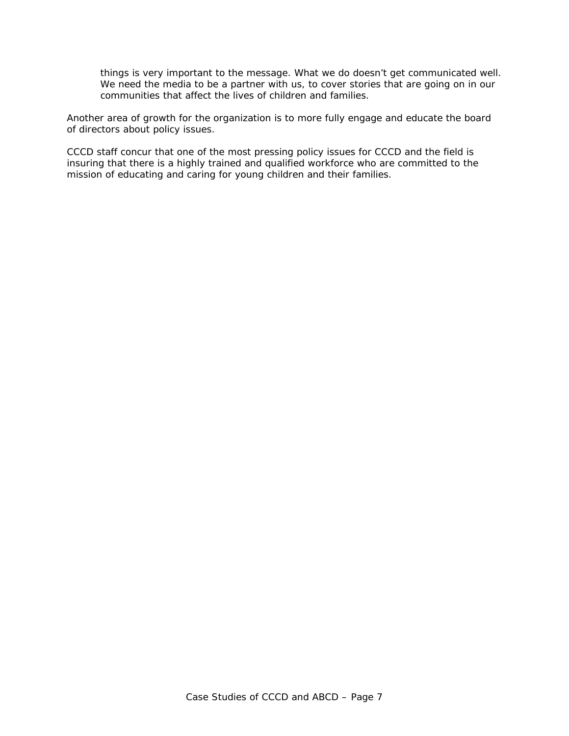> things is very important to the message. What we do doesn't get communicated well. We need the media to be a partner with us, to cover stories that are going on in our communities that affect the lives of children and families.

Another area of growth for the organization is to more fully engage and educate the board of directors about policy issues.

CCCD staff concur that one of the most pressing policy issues for CCCD and the field is insuring that there is a highly trained and qualified workforce who are committed to the mission of educating and caring for young children and their families.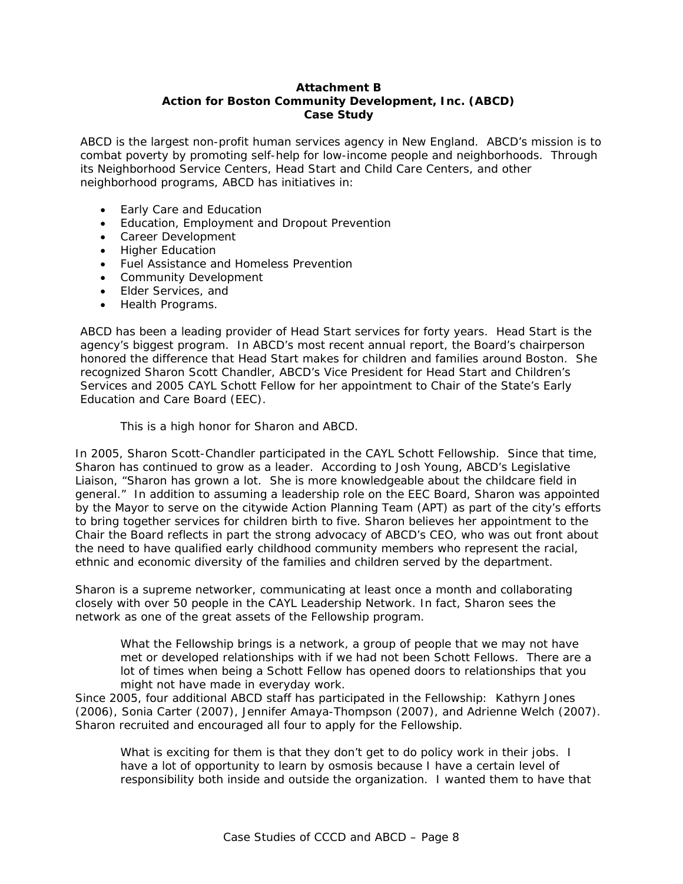**Attachment B**
**Action for Boston Community Development, Inc. (ABCD)**
**Case Study**

ABCD is the largest non-profit human services agency in New England. ABCD's mission is to combat poverty by promoting self-help for low-income people and neighborhoods. Through its Neighborhood Service Centers, Head Start and Child Care Centers, and other neighborhood programs, ABCD has initiatives in:

- Early Care and Education
- Education, Employment and Dropout Prevention
- Career Development
- Higher Education
- Fuel Assistance and Homeless Prevention
- Community Development
- Elder Services, and
- Health Programs.

ABCD has been a leading provider of Head Start services for forty years. Head Start is the agency's biggest program. In ABCD's most recent annual report, the Board's chairperson honored the difference that Head Start makes for children and families around Boston. She recognized Sharon Scott Chandler, ABCD's Vice President for Head Start and Children's Services and 2005 CAYL Schott Fellow for her appointment to Chair of the State's Early Education and Care Board (EEC).

> This is a high honor for Sharon and ABCD.

In 2005, Sharon Scott-Chandler participated in the CAYL Schott Fellowship. Since that time, Sharon has continued to grow as a leader. According to Josh Young, ABCD's Legislative Liaison, "Sharon has grown a lot. She is more knowledgeable about the childcare field in general." In addition to assuming a leadership role on the EEC Board, Sharon was appointed by the Mayor to serve on the citywide Action Planning Team (APT) as part of the city's efforts to bring together services for children birth to five. Sharon believes her appointment to the Chair the Board reflects in part the strong advocacy of ABCD's CEO, who was out front about the need to have qualified early childhood community members who represent the racial, ethnic and economic diversity of the families and children served by the department.

Sharon is a supreme networker, communicating at least once a month and collaborating closely with over 50 people in the CAYL Leadership Network. In fact, Sharon sees the network as one of the great assets of the Fellowship program.

> What the Fellowship brings is a network, a group of people that we may not have met or developed relationships with if we had not been Schott Fellows. There are a lot of times when being a Schott Fellow has opened doors to relationships that you might not have made in everyday work.

Since 2005, four additional ABCD staff has participated in the Fellowship: Kathyrn Jones (2006), Sonia Carter (2007), Jennifer Amaya-Thompson (2007), and Adrienne Welch (2007). Sharon recruited and encouraged all four to apply for the Fellowship.

> What is exciting for them is that they don't get to do policy work in their jobs. I have a lot of opportunity to learn by osmosis because I have a certain level of responsibility both inside and outside the organization. I wanted them to have that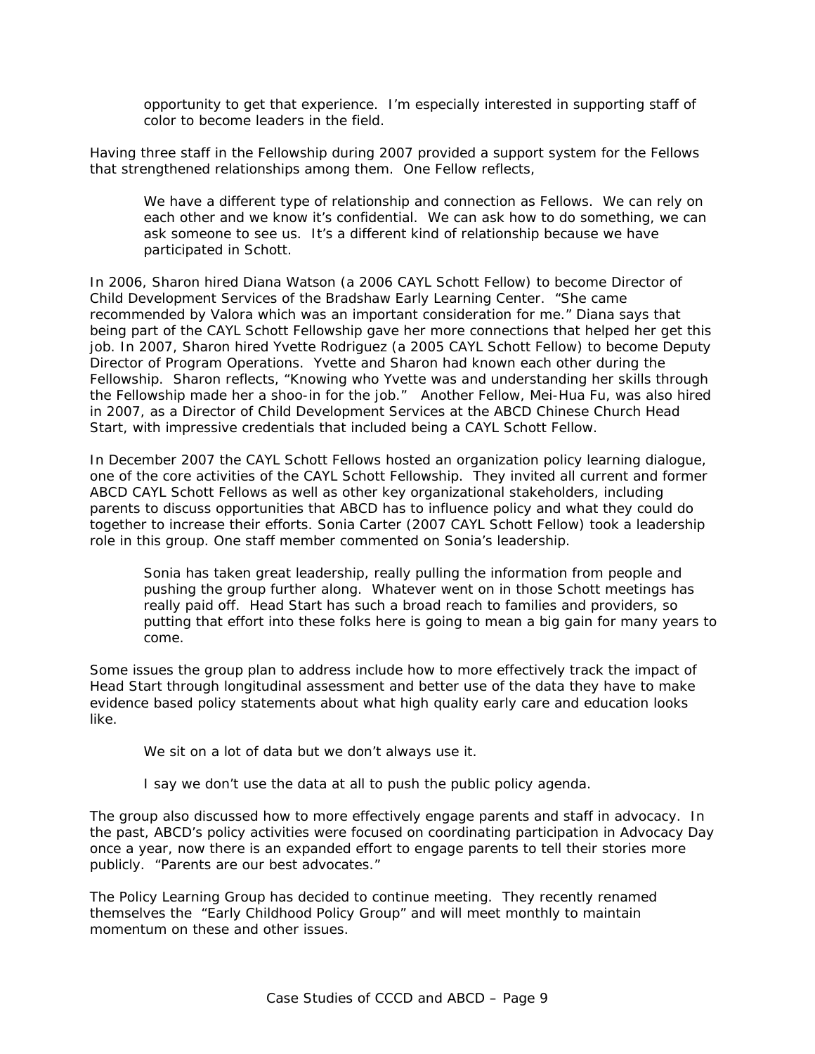> opportunity to get that experience. I'm especially interested in supporting staff of color to become leaders in the field.

Having three staff in the Fellowship during 2007 provided a support system for the Fellows that strengthened relationships among them. One Fellow reflects,

> We have a different type of relationship and connection as Fellows. We can rely on each other and we know it's confidential. We can ask how to do something, we can ask someone to see us. It's a different kind of relationship because we have participated in Schott.

In 2006, Sharon hired Diana Watson (a 2006 CAYL Schott Fellow) to become Director of Child Development Services of the Bradshaw Early Learning Center. "She came recommended by Valora which was an important consideration for me." Diana says that being part of the CAYL Schott Fellowship gave her more connections that helped her get this job. In 2007, Sharon hired Yvette Rodriguez (a 2005 CAYL Schott Fellow) to become Deputy Director of Program Operations. Yvette and Sharon had known each other during the Fellowship. Sharon reflects, "Knowing who Yvette was and understanding her skills through the Fellowship made her a shoo-in for the job." Another Fellow, Mei-Hua Fu, was also hired in 2007, as a Director of Child Development Services at the ABCD Chinese Church Head Start, with impressive credentials that included being a CAYL Schott Fellow.

In December 2007 the CAYL Schott Fellows hosted an organization policy learning dialogue, one of the core activities of the CAYL Schott Fellowship. They invited all current and former ABCD CAYL Schott Fellows as well as other key organizational stakeholders, including parents to discuss opportunities that ABCD has to influence policy and what they could do together to increase their efforts. Sonia Carter (2007 CAYL Schott Fellow) took a leadership role in this group. One staff member commented on Sonia's leadership.

> Sonia has taken great leadership, really pulling the information from people and pushing the group further along. Whatever went on in those Schott meetings has really paid off. Head Start has such a broad reach to families and providers, so putting that effort into these folks here is going to mean a big gain for many years to come.

Some issues the group plan to address include how to more effectively track the impact of Head Start through longitudinal assessment and better use of the data they have to make evidence based policy statements about what high quality early care and education looks like.

> We sit on a lot of data but we don't always use it.
>
> I say we don't use the data at all to push the public policy agenda.

The group also discussed how to more effectively engage parents and staff in advocacy. In the past, ABCD's policy activities were focused on coordinating participation in Advocacy Day once a year, now there is an expanded effort to engage parents to tell their stories more publicly. "Parents are our best advocates."

The Policy Learning Group has decided to continue meeting. They recently renamed themselves the "Early Childhood Policy Group" and will meet monthly to maintain momentum on these and other issues.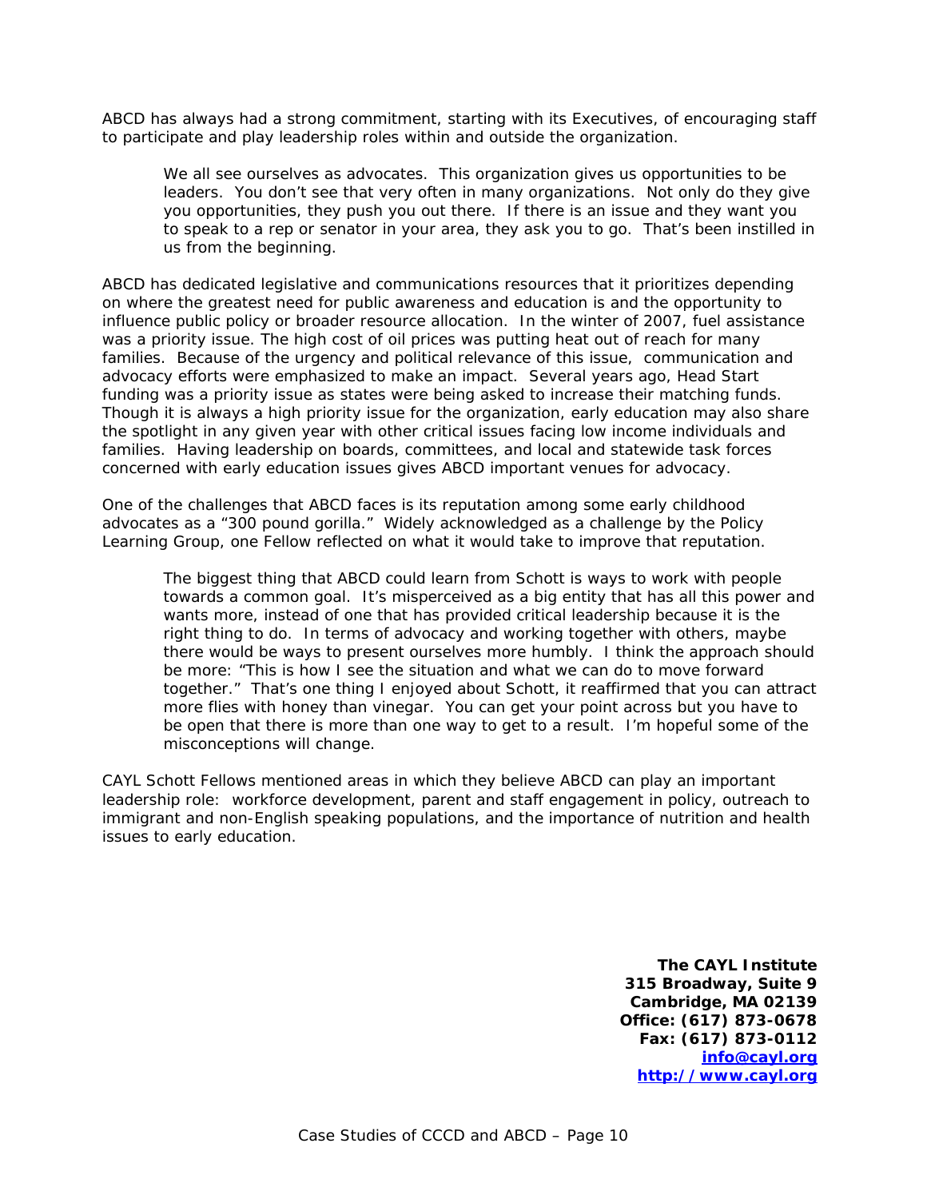ABCD has always had a strong commitment, starting with its Executives, of encouraging staff to participate and play leadership roles within and outside the organization.

> We all see ourselves as advocates. This organization gives us opportunities to be leaders. You don't see that very often in many organizations. Not only do they give you opportunities, they push you out there. If there is an issue and they want you to speak to a rep or senator in your area, they ask you to go. That's been instilled in us from the beginning.

ABCD has dedicated legislative and communications resources that it prioritizes depending on where the greatest need for public awareness and education is and the opportunity to influence public policy or broader resource allocation. In the winter of 2007, fuel assistance was a priority issue. The high cost of oil prices was putting heat out of reach for many families. Because of the urgency and political relevance of this issue, communication and advocacy efforts were emphasized to make an impact. Several years ago, Head Start funding was a priority issue as states were being asked to increase their matching funds. Though it is always a high priority issue for the organization, early education may also share the spotlight in any given year with other critical issues facing low income individuals and families. Having leadership on boards, committees, and local and statewide task forces concerned with early education issues gives ABCD important venues for advocacy.

One of the challenges that ABCD faces is its reputation among some early childhood advocates as a "300 pound gorilla." Widely acknowledged as a challenge by the Policy Learning Group, one Fellow reflected on what it would take to improve that reputation.

> The biggest thing that ABCD could learn from Schott is ways to work with people towards a common goal. It's misperceived as a big entity that has all this power and wants more, instead of one that has provided critical leadership because it is the right thing to do. In terms of advocacy and working together with others, maybe there would be ways to present ourselves more humbly. I think the approach should be more: "This is how I see the situation and what we can do to move forward together." That's one thing I enjoyed about Schott, it reaffirmed that you can attract more flies with honey than vinegar. You can get your point across but you have to be open that there is more than one way to get to a result. I'm hopeful some of the misconceptions will change.

CAYL Schott Fellows mentioned areas in which they believe ABCD can play an important leadership role: workforce development, parent and staff engagement in policy, outreach to immigrant and non-English speaking populations, and the importance of nutrition and health issues to early education.

**The CAYL Institute**
**315 Broadway, Suite 9**
**Cambridge, MA 02139**
**Office: (617) 873-0678**
**Fax: (617) 873-0112**
**info@cayl.org**
**http://www.cayl.org**